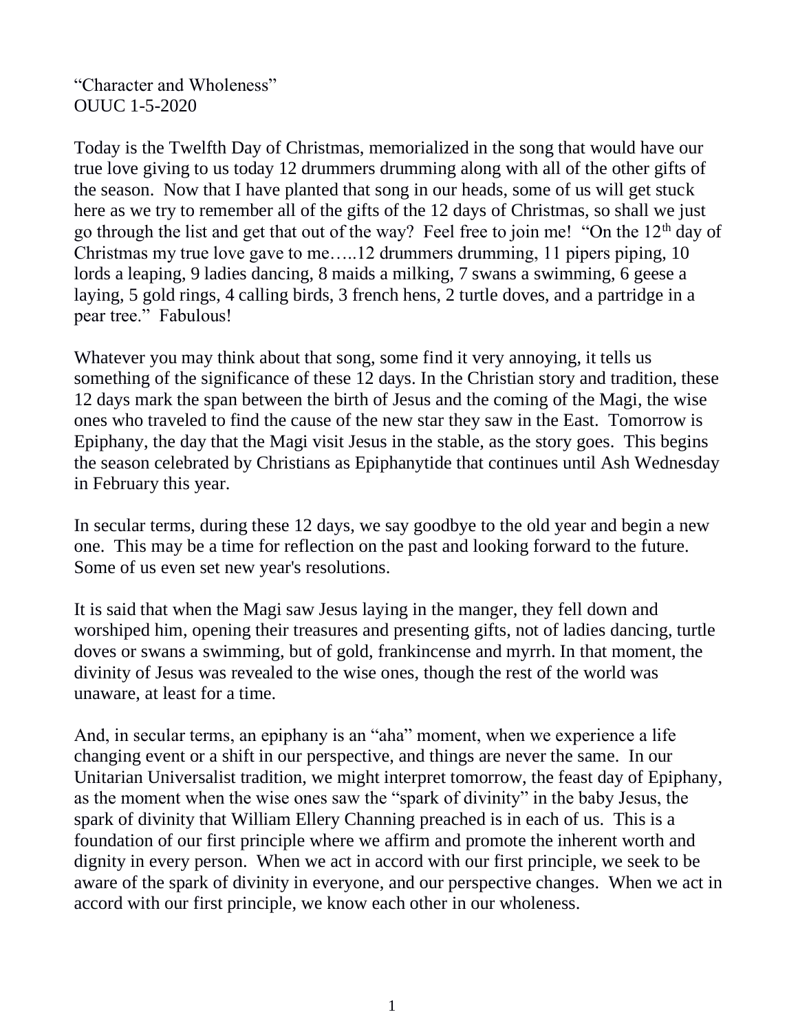"Character and Wholeness"
OUUC 1-5-2020

Today is the Twelfth Day of Christmas, memorialized in the song that would have our true love giving to us today 12 drummers drumming along with all of the other gifts of the season. Now that I have planted that song in our heads, some of us will get stuck here as we try to remember all of the gifts of the 12 days of Christmas, so shall we just go through the list and get that out of the way? Feel free to join me! "On the 12th day of Christmas my true love gave to me…..12 drummers drumming, 11 pipers piping, 10 lords a leaping, 9 ladies dancing, 8 maids a milking, 7 swans a swimming, 6 geese a laying, 5 gold rings, 4 calling birds, 3 french hens, 2 turtle doves, and a partridge in a pear tree." Fabulous!

Whatever you may think about that song, some find it very annoying, it tells us something of the significance of these 12 days. In the Christian story and tradition, these 12 days mark the span between the birth of Jesus and the coming of the Magi, the wise ones who traveled to find the cause of the new star they saw in the East. Tomorrow is Epiphany, the day that the Magi visit Jesus in the stable, as the story goes. This begins the season celebrated by Christians as Epiphanytide that continues until Ash Wednesday in February this year.

In secular terms, during these 12 days, we say goodbye to the old year and begin a new one. This may be a time for reflection on the past and looking forward to the future. Some of us even set new year's resolutions.

It is said that when the Magi saw Jesus laying in the manger, they fell down and worshiped him, opening their treasures and presenting gifts, not of ladies dancing, turtle doves or swans a swimming, but of gold, frankincense and myrrh. In that moment, the divinity of Jesus was revealed to the wise ones, though the rest of the world was unaware, at least for a time.

And, in secular terms, an epiphany is an "aha" moment, when we experience a life changing event or a shift in our perspective, and things are never the same. In our Unitarian Universalist tradition, we might interpret tomorrow, the feast day of Epiphany, as the moment when the wise ones saw the "spark of divinity" in the baby Jesus, the spark of divinity that William Ellery Channing preached is in each of us. This is a foundation of our first principle where we affirm and promote the inherent worth and dignity in every person. When we act in accord with our first principle, we seek to be aware of the spark of divinity in everyone, and our perspective changes. When we act in accord with our first principle, we know each other in our wholeness.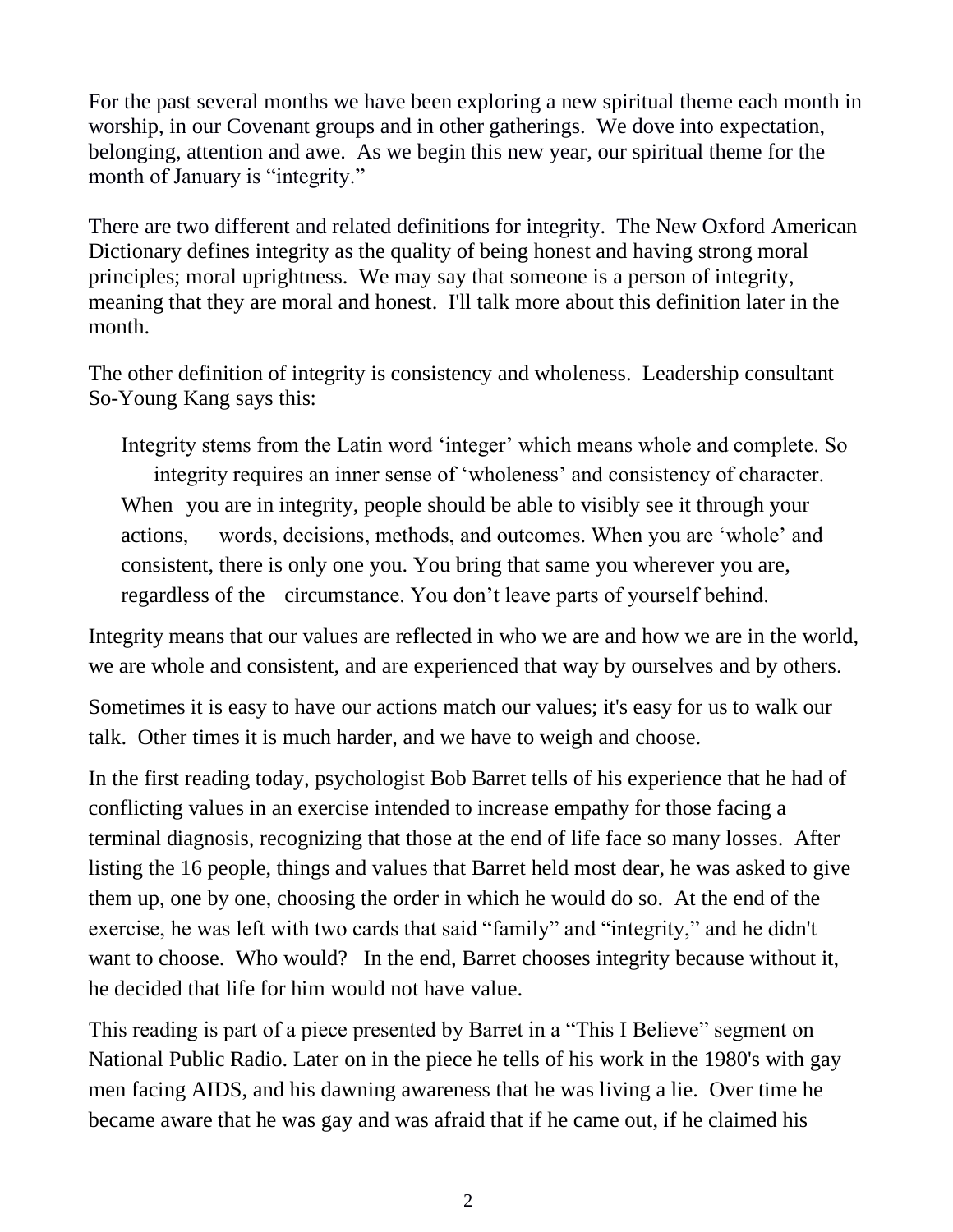For the past several months we have been exploring a new spiritual theme each month in worship, in our Covenant groups and in other gatherings. We dove into expectation, belonging, attention and awe. As we begin this new year, our spiritual theme for the month of January is "integrity."

There are two different and related definitions for integrity. The New Oxford American Dictionary defines integrity as the quality of being honest and having strong moral principles; moral uprightness. We may say that someone is a person of integrity, meaning that they are moral and honest. I'll talk more about this definition later in the month.

The other definition of integrity is consistency and wholeness. Leadership consultant So-Young Kang says this:

> Integrity stems from the Latin word 'integer' which means whole and complete. So integrity requires an inner sense of 'wholeness' and consistency of character. When you are in integrity, people should be able to visibly see it through your actions, words, decisions, methods, and outcomes. When you are 'whole' and consistent, there is only one you. You bring that same you wherever you are, regardless of the circumstance. You don't leave parts of yourself behind.

Integrity means that our values are reflected in who we are and how we are in the world, we are whole and consistent, and are experienced that way by ourselves and by others.

Sometimes it is easy to have our actions match our values; it's easy for us to walk our talk. Other times it is much harder, and we have to weigh and choose.

In the first reading today, psychologist Bob Barret tells of his experience that he had of conflicting values in an exercise intended to increase empathy for those facing a terminal diagnosis, recognizing that those at the end of life face so many losses. After listing the 16 people, things and values that Barret held most dear, he was asked to give them up, one by one, choosing the order in which he would do so. At the end of the exercise, he was left with two cards that said "family" and "integrity," and he didn't want to choose. Who would? In the end, Barret chooses integrity because without it, he decided that life for him would not have value.

This reading is part of a piece presented by Barret in a "This I Believe" segment on National Public Radio. Later on in the piece he tells of his work in the 1980's with gay men facing AIDS, and his dawning awareness that he was living a lie. Over time he became aware that he was gay and was afraid that if he came out, if he claimed his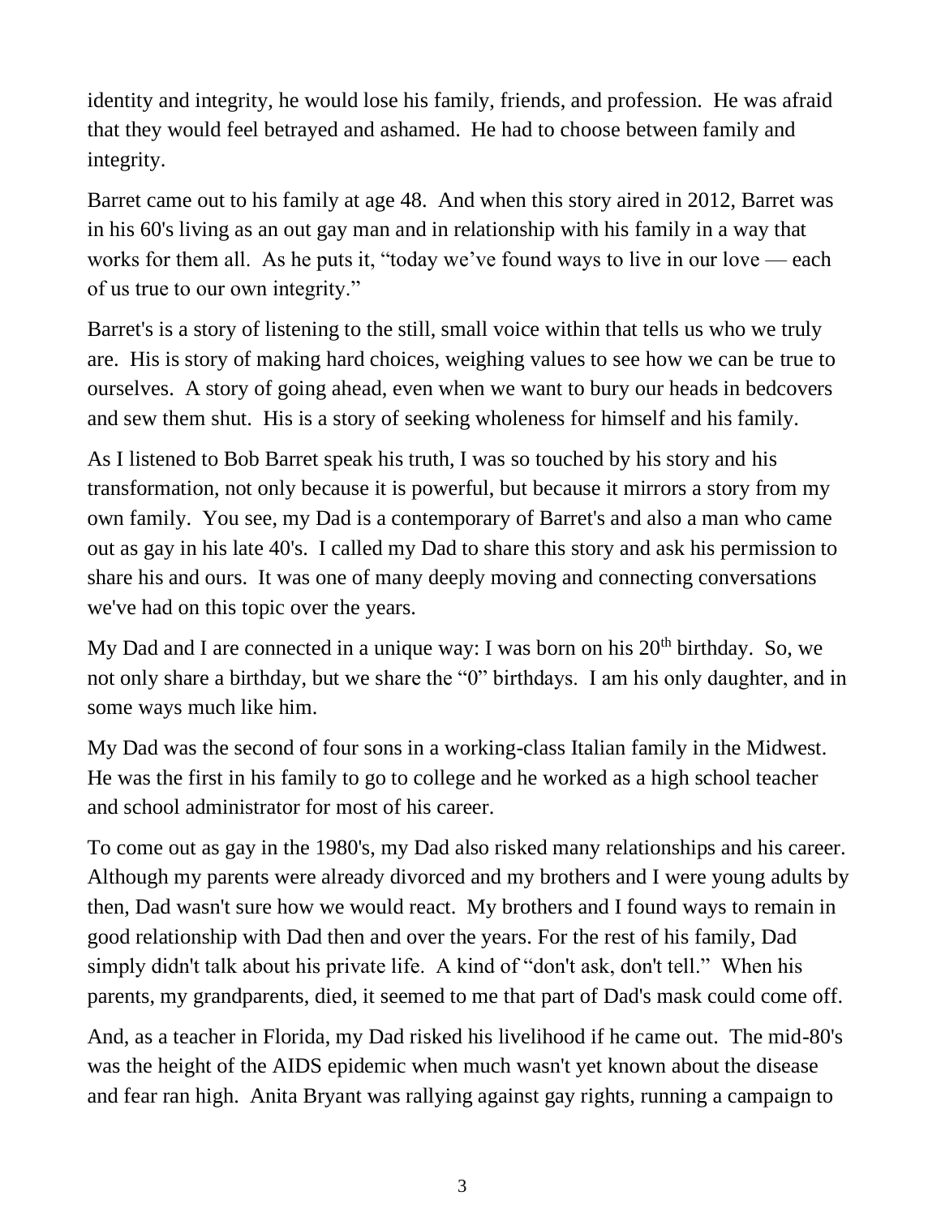identity and integrity, he would lose his family, friends, and profession. He was afraid that they would feel betrayed and ashamed. He had to choose between family and integrity.

Barret came out to his family at age 48. And when this story aired in 2012, Barret was in his 60's living as an out gay man and in relationship with his family in a way that works for them all. As he puts it, "today we've found ways to live in our love — each of us true to our own integrity."

Barret's is a story of listening to the still, small voice within that tells us who we truly are. His is story of making hard choices, weighing values to see how we can be true to ourselves. A story of going ahead, even when we want to bury our heads in bedcovers and sew them shut. His is a story of seeking wholeness for himself and his family.

As I listened to Bob Barret speak his truth, I was so touched by his story and his transformation, not only because it is powerful, but because it mirrors a story from my own family. You see, my Dad is a contemporary of Barret's and also a man who came out as gay in his late 40's. I called my Dad to share this story and ask his permission to share his and ours. It was one of many deeply moving and connecting conversations we've had on this topic over the years.

My Dad and I are connected in a unique way: I was born on his 20th birthday. So, we not only share a birthday, but we share the "0" birthdays. I am his only daughter, and in some ways much like him.

My Dad was the second of four sons in a working-class Italian family in the Midwest. He was the first in his family to go to college and he worked as a high school teacher and school administrator for most of his career.

To come out as gay in the 1980's, my Dad also risked many relationships and his career. Although my parents were already divorced and my brothers and I were young adults by then, Dad wasn't sure how we would react. My brothers and I found ways to remain in good relationship with Dad then and over the years. For the rest of his family, Dad simply didn't talk about his private life. A kind of "don't ask, don't tell." When his parents, my grandparents, died, it seemed to me that part of Dad's mask could come off.

And, as a teacher in Florida, my Dad risked his livelihood if he came out. The mid-80's was the height of the AIDS epidemic when much wasn't yet known about the disease and fear ran high. Anita Bryant was rallying against gay rights, running a campaign to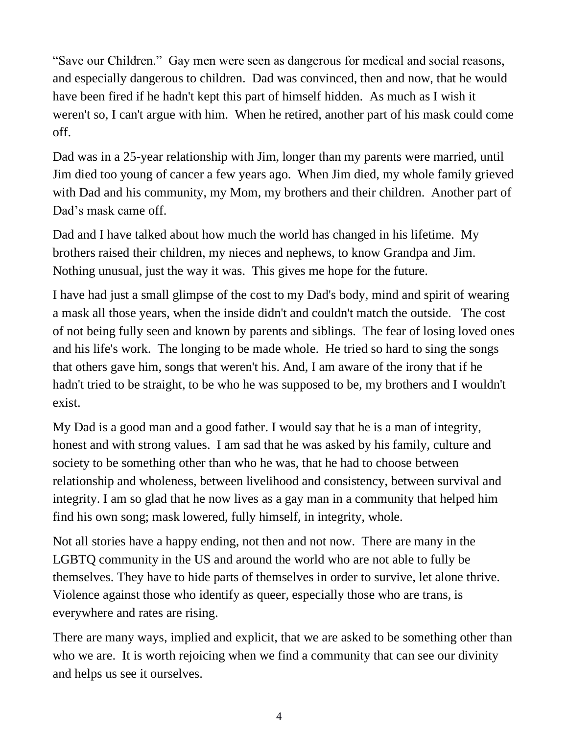"Save our Children." Gay men were seen as dangerous for medical and social reasons, and especially dangerous to children. Dad was convinced, then and now, that he would have been fired if he hadn't kept this part of himself hidden. As much as I wish it weren't so, I can't argue with him. When he retired, another part of his mask could come off.

Dad was in a 25-year relationship with Jim, longer than my parents were married, until Jim died too young of cancer a few years ago. When Jim died, my whole family grieved with Dad and his community, my Mom, my brothers and their children. Another part of Dad's mask came off.

Dad and I have talked about how much the world has changed in his lifetime. My brothers raised their children, my nieces and nephews, to know Grandpa and Jim. Nothing unusual, just the way it was. This gives me hope for the future.

I have had just a small glimpse of the cost to my Dad's body, mind and spirit of wearing a mask all those years, when the inside didn't and couldn't match the outside. The cost of not being fully seen and known by parents and siblings. The fear of losing loved ones and his life's work. The longing to be made whole. He tried so hard to sing the songs that others gave him, songs that weren't his. And, I am aware of the irony that if he hadn't tried to be straight, to be who he was supposed to be, my brothers and I wouldn't exist.

My Dad is a good man and a good father. I would say that he is a man of integrity, honest and with strong values. I am sad that he was asked by his family, culture and society to be something other than who he was, that he had to choose between relationship and wholeness, between livelihood and consistency, between survival and integrity. I am so glad that he now lives as a gay man in a community that helped him find his own song; mask lowered, fully himself, in integrity, whole.

Not all stories have a happy ending, not then and not now. There are many in the LGBTQ community in the US and around the world who are not able to fully be themselves. They have to hide parts of themselves in order to survive, let alone thrive. Violence against those who identify as queer, especially those who are trans, is everywhere and rates are rising.

There are many ways, implied and explicit, that we are asked to be something other than who we are. It is worth rejoicing when we find a community that can see our divinity and helps us see it ourselves.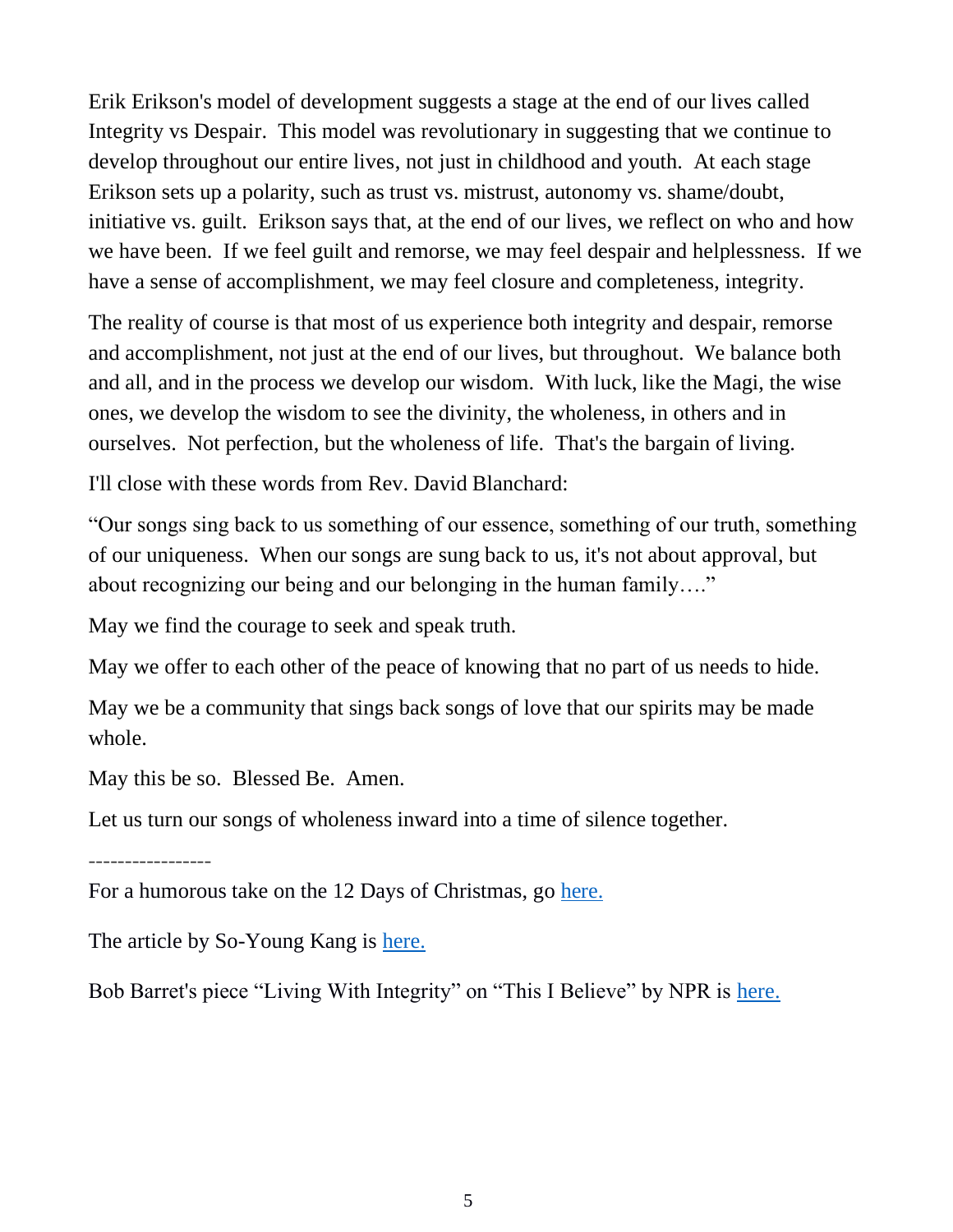Erik Erikson's model of development suggests a stage at the end of our lives called Integrity vs Despair. This model was revolutionary in suggesting that we continue to develop throughout our entire lives, not just in childhood and youth. At each stage Erikson sets up a polarity, such as trust vs. mistrust, autonomy vs. shame/doubt, initiative vs. guilt. Erikson says that, at the end of our lives, we reflect on who and how we have been. If we feel guilt and remorse, we may feel despair and helplessness. If we have a sense of accomplishment, we may feel closure and completeness, integrity.

The reality of course is that most of us experience both integrity and despair, remorse and accomplishment, not just at the end of our lives, but throughout. We balance both and all, and in the process we develop our wisdom. With luck, like the Magi, the wise ones, we develop the wisdom to see the divinity, the wholeness, in others and in ourselves. Not perfection, but the wholeness of life. That's the bargain of living.

I'll close with these words from Rev. David Blanchard:

"Our songs sing back to us something of our essence, something of our truth, something of our uniqueness. When our songs are sung back to us, it's not about approval, but about recognizing our being and our belonging in the human family…."

May we find the courage to seek and speak truth.

May we offer to each other of the peace of knowing that no part of us needs to hide.

May we be a community that sings back songs of love that our spirits may be made whole.

May this be so. Blessed Be. Amen.

Let us turn our songs of wholeness inward into a time of silence together.

-----------------

For a humorous take on the 12 Days of Christmas, go here.

The article by So-Young Kang is here.

Bob Barret's piece "Living With Integrity" on "This I Believe" by NPR is here.